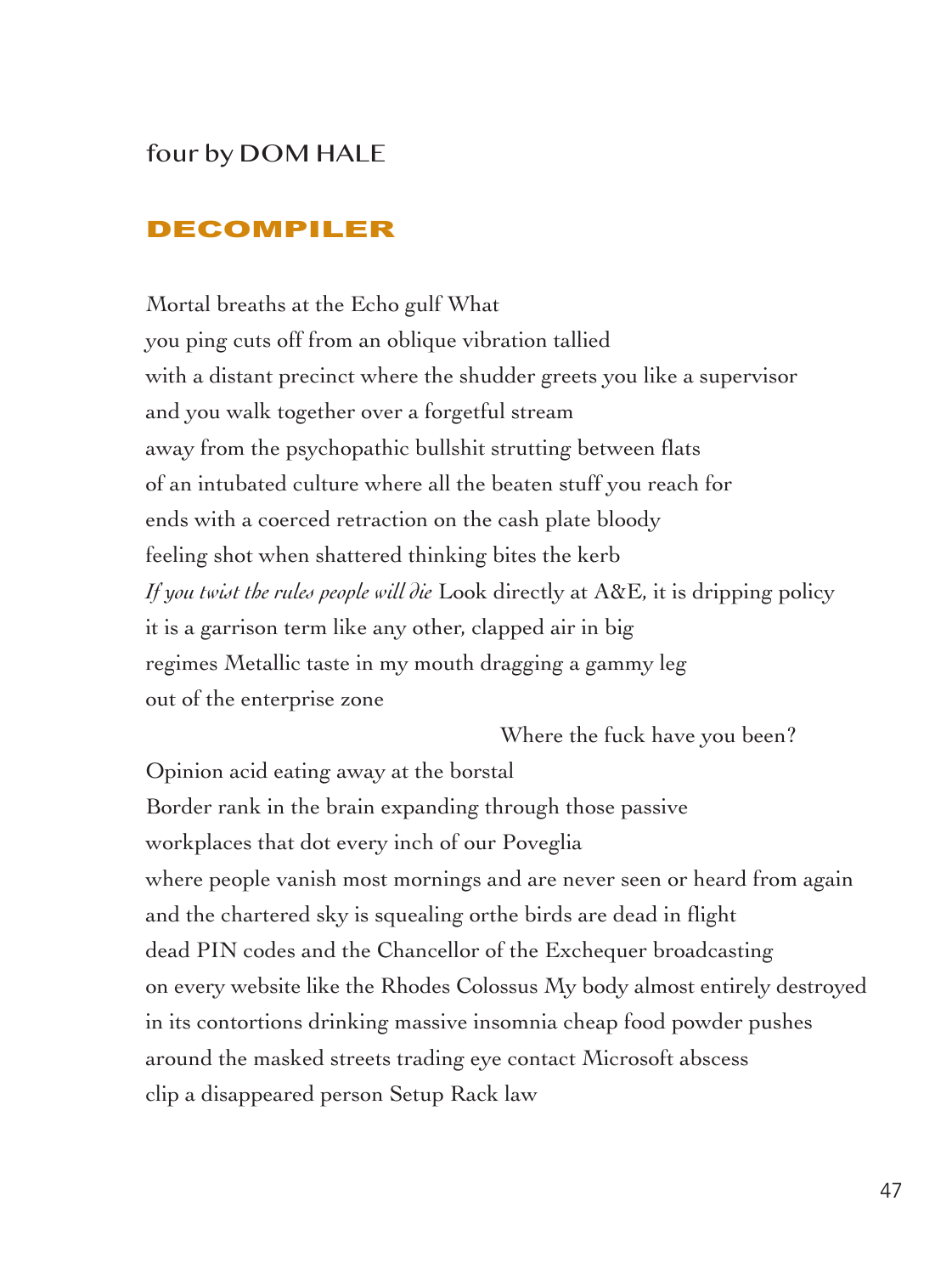four by DOM HALE

## DECOMPILER

Mortal breaths at the Echo gulf What
you ping cuts off from an oblique vibration tallied
with a distant precinct where the shudder greets you like a supervisor
and you walk together over a forgetful stream
away from the psychopathic bullshit strutting between flats
of an intubated culture where all the beaten stuff you reach for
ends with a coerced retraction on the cash plate bloody
feeling shot when shattered thinking bites the kerb
*If you twist the rules people will die* Look directly at A&E, it is dripping policy
it is a garrison term like any other, clapped air in big
regimes Metallic taste in my mouth dragging a gammy leg
out of the enterprise zone

                                        Where the fuck have you been?

Opinion acid eating away at the borstal
Border rank in the brain expanding through those passive
workplaces that dot every inch of our Poveglia
where people vanish most mornings and are never seen or heard from again
and the chartered sky is squealing orthe birds are dead in flight
dead PIN codes and the Chancellor of the Exchequer broadcasting
on every website like the Rhodes Colossus My body almost entirely destroyed
in its contortions drinking massive insomnia cheap food powder pushes
around the masked streets trading eye contact Microsoft abscess
clip a disappeared person Setup Rack law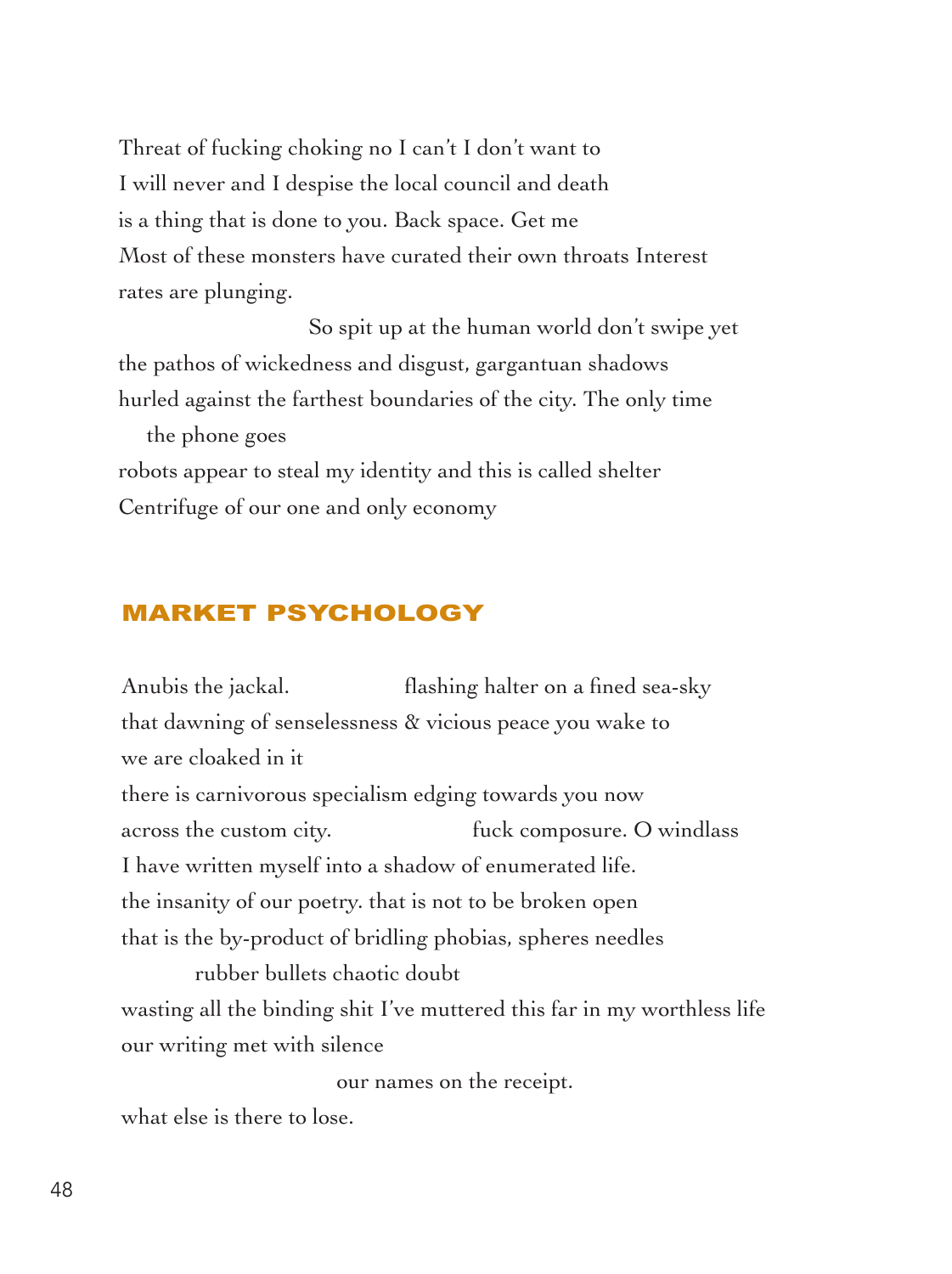Threat of fucking choking no I can't I don't want to
I will never and I despise the local council and death
is a thing that is done to you. Back space. Get me
Most of these monsters have curated their own throats Interest
rates are plunging.

                                        So spit up at the human world don't swipe yet
the pathos of wickedness and disgust, gargantuan shadows
hurled against the farthest boundaries of the city. The only time
    the phone goes
robots appear to steal my identity and this is called shelter
Centrifuge of our one and only economy

## MARKET PSYCHOLOGY

Anubis the jackal.                    flashing halter on a fined sea-sky
that dawning of senselessness & vicious peace you wake to
we are cloaked in it
there is carnivorous specialism edging towards you now
across the custom city.                         fuck composure. O windlass
I have written myself into a shadow of enumerated life.
the insanity of our poetry. that is not to be broken open
that is the by-product of bridling phobias, spheres needles
            rubber bullets chaotic doubt
wasting all the binding shit I've muttered this far in my worthless life
our writing met with silence
                                            our names on the receipt.
what else is there to lose.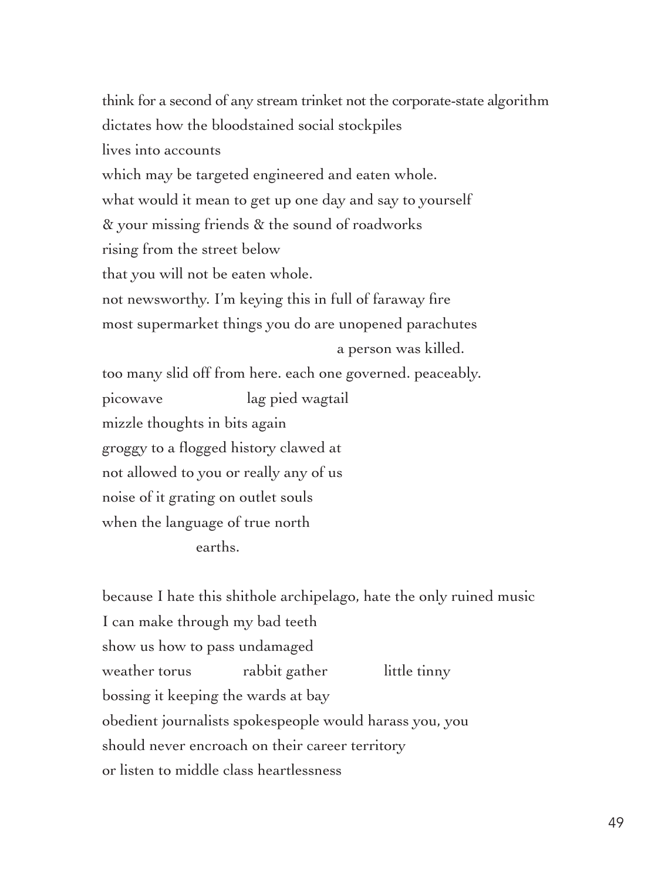think for a second of any stream trinket not the corporate-state algorithm
dictates how the bloodstained social stockpiles
lives into accounts
which may be targeted engineered and eaten whole.
what would it mean to get up one day and say to yourself
& your missing friends & the sound of roadworks
rising from the street below
that you will not be eaten whole.
not newsworthy. I'm keying this in full of faraway fire
most supermarket things you do are unopened parachutes
                                        a person was killed.
too many slid off from here. each one governed. peaceably.
picowave          lag pied wagtail
mizzle thoughts in bits again
groggy to a flogged history clawed at
not allowed to you or really any of us
noise of it grating on outlet souls
when the language of true north
            earths.

because I hate this shithole archipelago, hate the only ruined music
I can make through my bad teeth
show us how to pass undamaged
weather torus          rabbit gather          little tinny
bossing it keeping the wards at bay
obedient journalists spokespeople would harass you, you
should never encroach on their career territory
or listen to middle class heartlessness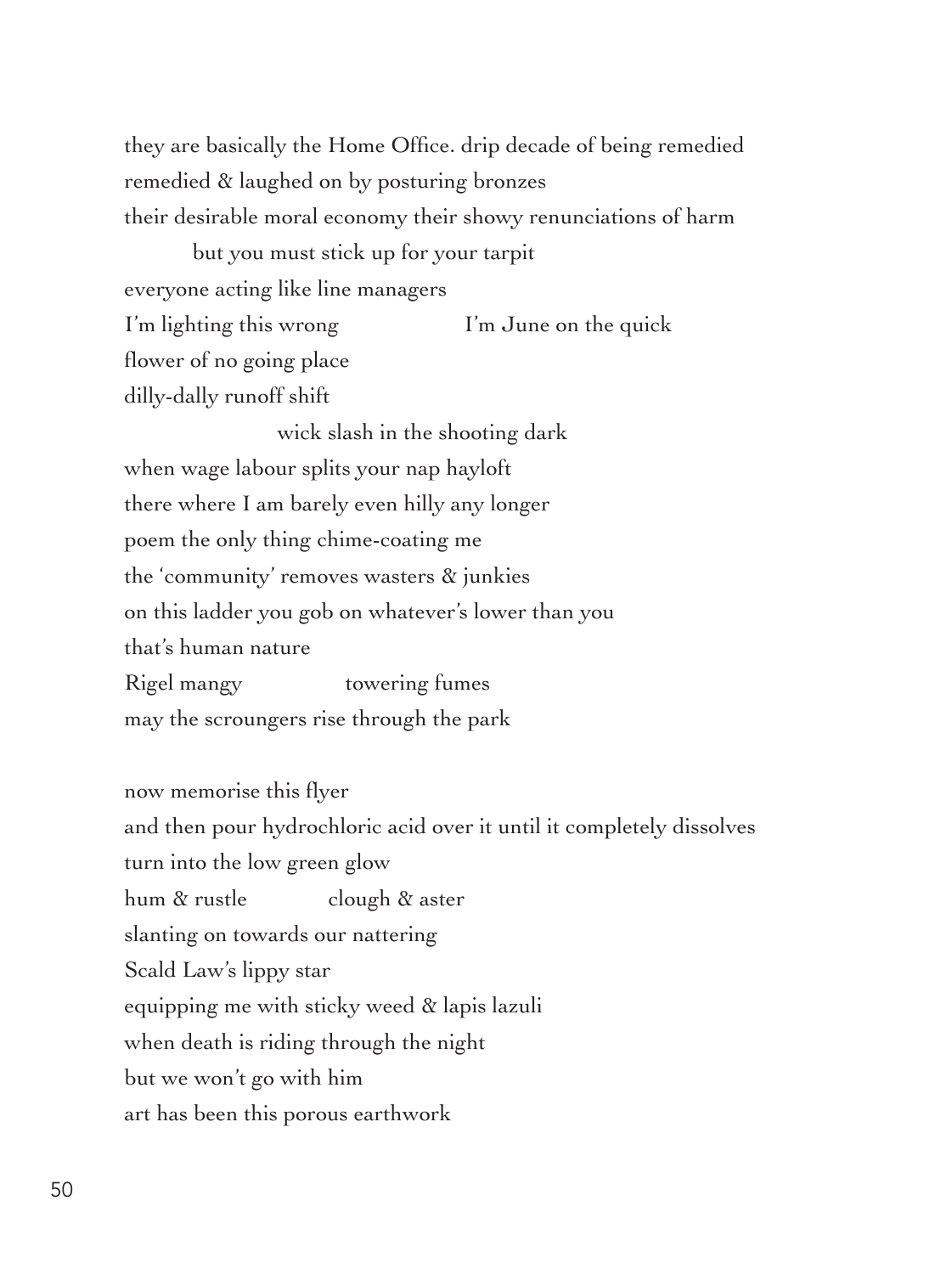they are basically the Home Office. drip decade of being remedied
remedied & laughed on by posturing bronzes
their desirable moral economy their showy renunciations of harm
&nbsp;&nbsp;&nbsp;&nbsp;&nbsp;&nbsp;&nbsp;&nbsp;but you must stick up for your tarpit
everyone acting like line managers
I'm lighting this wrong &nbsp;&nbsp;&nbsp;&nbsp;&nbsp;&nbsp;&nbsp;&nbsp;&nbsp;&nbsp;&nbsp;&nbsp;&nbsp;&nbsp;&nbsp;&nbsp;I'm June on the quick
flower of no going place
dilly-dally runoff shift
&nbsp;&nbsp;&nbsp;&nbsp;&nbsp;&nbsp;&nbsp;&nbsp;&nbsp;&nbsp;&nbsp;&nbsp;&nbsp;&nbsp;&nbsp;&nbsp;&nbsp;&nbsp;&nbsp;&nbsp;wick slash in the shooting dark
when wage labour splits your nap hayloft
there where I am barely even hilly any longer
poem the only thing chime-coating me
the 'community' removes wasters & junkies
on this ladder you gob on whatever's lower than you
that's human nature
Rigel mangy &nbsp;&nbsp;&nbsp;&nbsp;&nbsp;&nbsp;&nbsp;&nbsp;&nbsp;&nbsp;&nbsp;&nbsp;towering fumes
may the scroungers rise through the park

now memorise this flyer
and then pour hydrochloric acid over it until it completely dissolves
turn into the low green glow
hum & rustle &nbsp;&nbsp;&nbsp;&nbsp;&nbsp;&nbsp;&nbsp;&nbsp;&nbsp;&nbsp;clough & aster
slanting on towards our nattering
Scald Law's lippy star
equipping me with sticky weed & lapis lazuli
when death is riding through the night
but we won't go with him
art has been this porous earthwork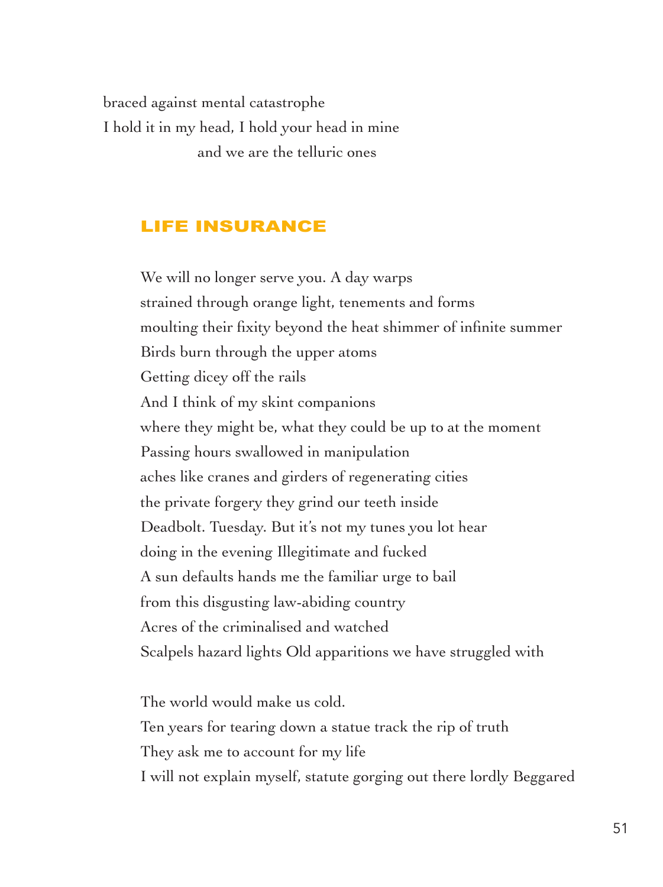braced against mental catastrophe
I hold it in my head, I hold your head in mine
                    and we are the telluric ones

## LIFE INSURANCE

We will no longer serve you. A day warps
strained through orange light, tenements and forms
moulting their fixity beyond the heat shimmer of infinite summer
Birds burn through the upper atoms
Getting dicey off the rails
And I think of my skint companions
where they might be, what they could be up to at the moment
Passing hours swallowed in manipulation
aches like cranes and girders of regenerating cities
the private forgery they grind our teeth inside
Deadbolt. Tuesday. But it's not my tunes you lot hear
doing in the evening Illegitimate and fucked
A sun defaults hands me the familiar urge to bail
from this disgusting law-abiding country
Acres of the criminalised and watched
Scalpels hazard lights Old apparitions we have struggled with

The world would make us cold.
Ten years for tearing down a statue track the rip of truth
They ask me to account for my life
I will not explain myself, statute gorging out there lordly Beggared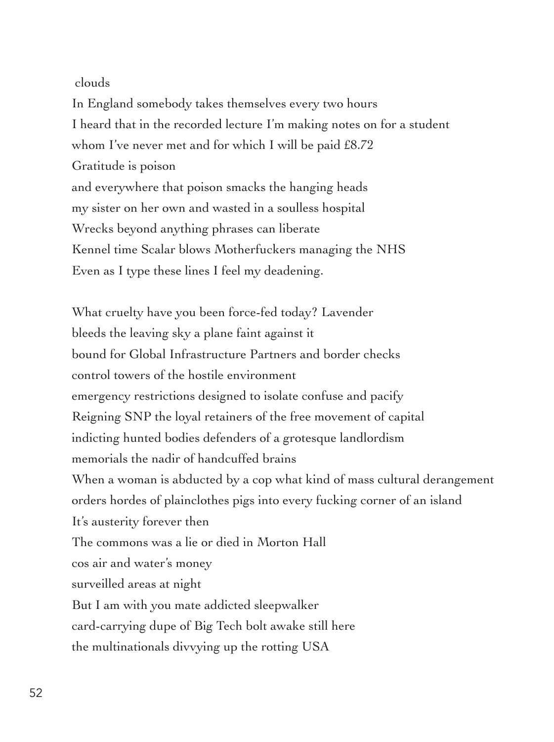clouds

In England somebody takes themselves every two hours
I heard that in the recorded lecture I'm making notes on for a student
whom I've never met and for which I will be paid £8.72
Gratitude is poison
and everywhere that poison smacks the hanging heads
my sister on her own and wasted in a soulless hospital
Wrecks beyond anything phrases can liberate
Kennel time Scalar blows Motherfuckers managing the NHS
Even as I type these lines I feel my deadening.

What cruelty have you been force-fed today? Lavender
bleeds the leaving sky a plane faint against it
bound for Global Infrastructure Partners and border checks
control towers of the hostile environment
emergency restrictions designed to isolate confuse and pacify
Reigning SNP the loyal retainers of the free movement of capital
indicting hunted bodies defenders of a grotesque landlordism
memorials the nadir of handcuffed brains
When a woman is abducted by a cop what kind of mass cultural derangement
orders hordes of plainclothes pigs into every fucking corner of an island
It's austerity forever then
The commons was a lie or died in Morton Hall
cos air and water's money
surveilled areas at night
But I am with you mate addicted sleepwalker
card-carrying dupe of Big Tech bolt awake still here
the multinationals divvying up the rotting USA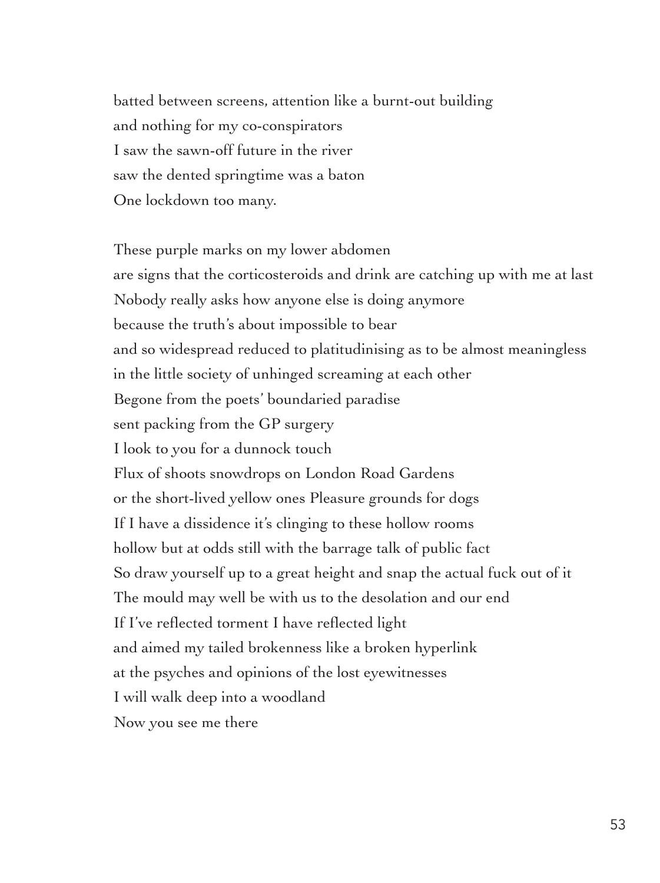batted between screens, attention like a burnt-out building  
and nothing for my co-conspirators  
I saw the sawn-off future in the river  
saw the dented springtime was a baton  
One lockdown too many.

These purple marks on my lower abdomen  
are signs that the corticosteroids and drink are catching up with me at last  
Nobody really asks how anyone else is doing anymore  
because the truth's about impossible to bear  
and so widespread reduced to platitudinising as to be almost meaningless  
in the little society of unhinged screaming at each other  
Begone from the poets' boundaried paradise  
sent packing from the GP surgery  
I look to you for a dunnock touch  
Flux of shoots snowdrops on London Road Gardens  
or the short-lived yellow ones Pleasure grounds for dogs  
If I have a dissidence it's clinging to these hollow rooms  
hollow but at odds still with the barrage talk of public fact  
So draw yourself up to a great height and snap the actual fuck out of it  
The mould may well be with us to the desolation and our end  
If I've reflected torment I have reflected light  
and aimed my tailed brokenness like a broken hyperlink  
at the psyches and opinions of the lost eyewitnesses  
I will walk deep into a woodland  
Now you see me there